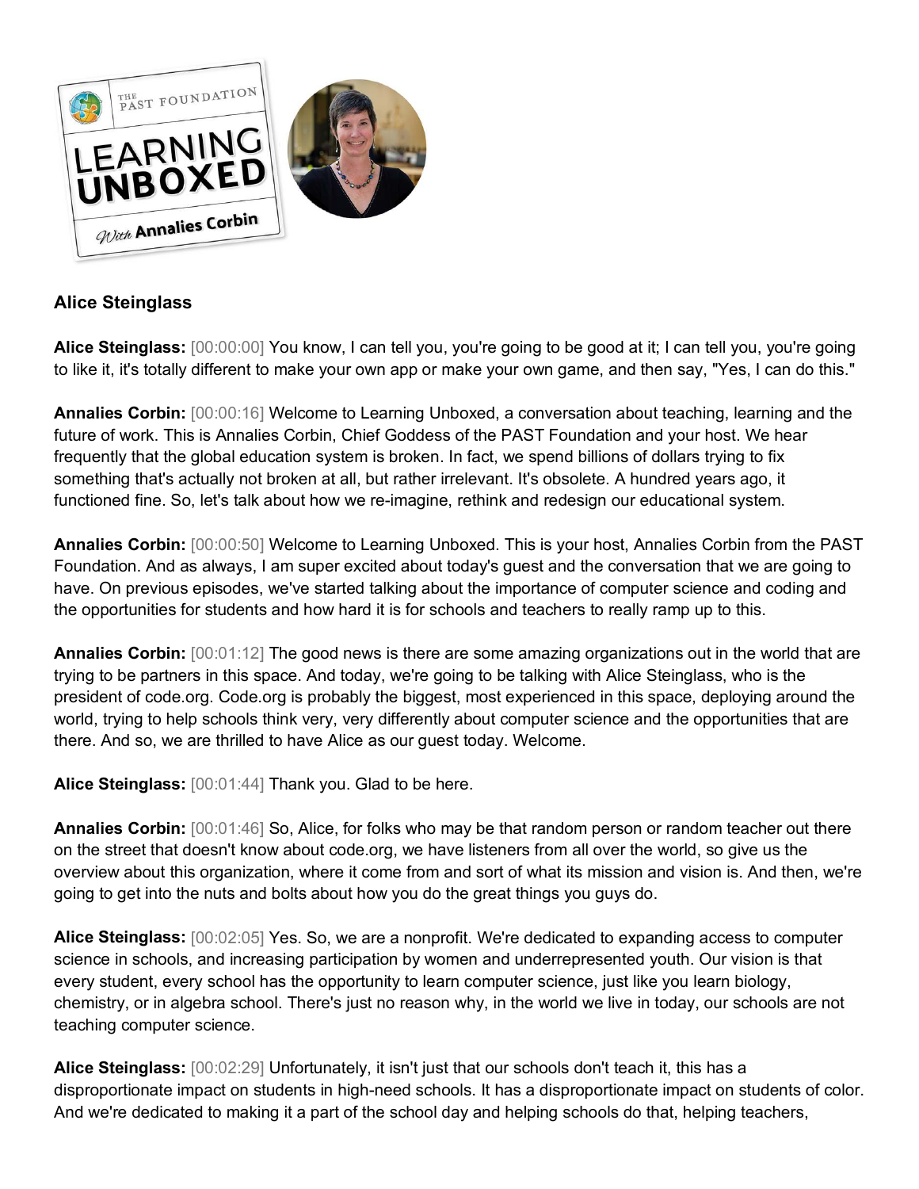## Alice Steinglass

**Alice Steinglass:** [00:00:00] You know, I can tell you, you're going to be good at it; I can tell you, you're going to like it, it's totally different to make your own app or make your own game, and then say, "Yes, I can do this."

**Annalies Corbin:** [00:00:16] Welcome to Learning Unboxed, a conversation about teaching, learning and the future of work. This is Annalies Corbin, Chief Goddess of the PAST Foundation and your host. We hear frequently that the global education system is broken. In fact, we spend billions of dollars trying to fix something that's actually not broken at all, but rather irrelevant. It's obsolete. A hundred years ago, it functioned fine. So, let's talk about how we re-imagine, rethink and redesign our educational system.

**Annalies Corbin:** [00:00:50] Welcome to Learning Unboxed. This is your host, Annalies Corbin from the PAST Foundation. And as always, I am super excited about today's guest and the conversation that we are going to have. On previous episodes, we've started talking about the importance of computer science and coding and the opportunities for students and how hard it is for schools and teachers to really ramp up to this.

**Annalies Corbin:** [00:01:12] The good news is there are some amazing organizations out in the world that are trying to be partners in this space. And today, we're going to be talking with Alice Steinglass, who is the president of code.org. Code.org is probably the biggest, most experienced in this space, deploying around the world, trying to help schools think very, very differently about computer science and the opportunities that are there. And so, we are thrilled to have Alice as our guest today. Welcome.

**Alice Steinglass:** [00:01:44] Thank you. Glad to be here.

**Annalies Corbin:** [00:01:46] So, Alice, for folks who may be that random person or random teacher out there on the street that doesn't know about code.org, we have listeners from all over the world, so give us the overview about this organization, where it come from and sort of what its mission and vision is. And then, we're going to get into the nuts and bolts about how you do the great things you guys do.

**Alice Steinglass:** [00:02:05] Yes. So, we are a nonprofit. We're dedicated to expanding access to computer science in schools, and increasing participation by women and underrepresented youth. Our vision is that every student, every school has the opportunity to learn computer science, just like you learn biology, chemistry, or in algebra school. There's just no reason why, in the world we live in today, our schools are not teaching computer science.

**Alice Steinglass:** [00:02:29] Unfortunately, it isn't just that our schools don't teach it, this has a disproportionate impact on students in high-need schools. It has a disproportionate impact on students of color. And we're dedicated to making it a part of the school day and helping schools do that, helping teachers,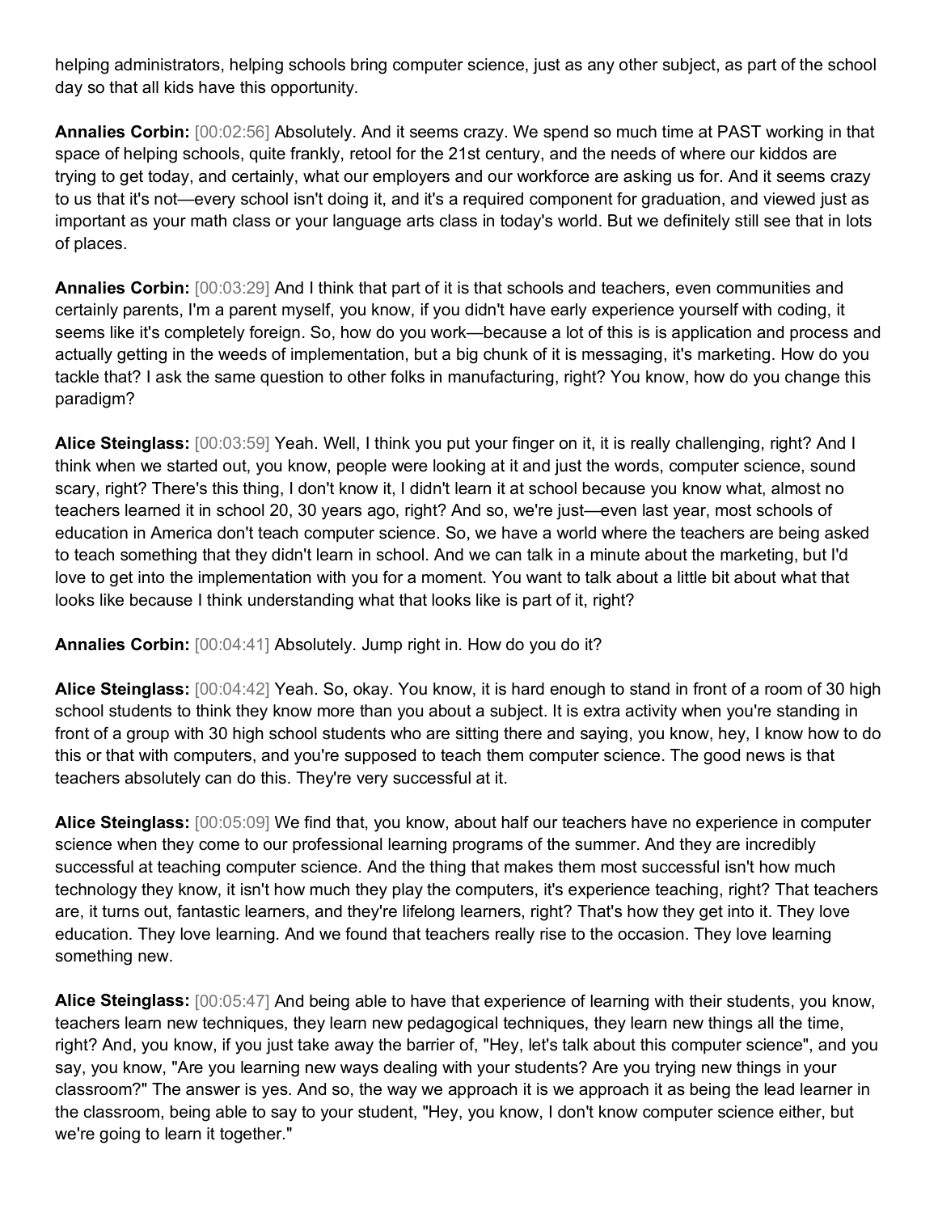helping administrators, helping schools bring computer science, just as any other subject, as part of the school day so that all kids have this opportunity.

**Annalies Corbin:** [00:02:56] Absolutely. And it seems crazy. We spend so much time at PAST working in that space of helping schools, quite frankly, retool for the 21st century, and the needs of where our kiddos are trying to get today, and certainly, what our employers and our workforce are asking us for. And it seems crazy to us that it's not—every school isn't doing it, and it's a required component for graduation, and viewed just as important as your math class or your language arts class in today's world. But we definitely still see that in lots of places.

**Annalies Corbin:** [00:03:29] And I think that part of it is that schools and teachers, even communities and certainly parents, I'm a parent myself, you know, if you didn't have early experience yourself with coding, it seems like it's completely foreign. So, how do you work—because a lot of this is is application and process and actually getting in the weeds of implementation, but a big chunk of it is messaging, it's marketing. How do you tackle that? I ask the same question to other folks in manufacturing, right? You know, how do you change this paradigm?

**Alice Steinglass:** [00:03:59] Yeah. Well, I think you put your finger on it, it is really challenging, right? And I think when we started out, you know, people were looking at it and just the words, computer science, sound scary, right? There's this thing, I don't know it, I didn't learn it at school because you know what, almost no teachers learned it in school 20, 30 years ago, right? And so, we're just—even last year, most schools of education in America don't teach computer science. So, we have a world where the teachers are being asked to teach something that they didn't learn in school. And we can talk in a minute about the marketing, but I'd love to get into the implementation with you for a moment. You want to talk about a little bit about what that looks like because I think understanding what that looks like is part of it, right?

**Annalies Corbin:** [00:04:41] Absolutely. Jump right in. How do you do it?

**Alice Steinglass:** [00:04:42] Yeah. So, okay. You know, it is hard enough to stand in front of a room of 30 high school students to think they know more than you about a subject. It is extra activity when you're standing in front of a group with 30 high school students who are sitting there and saying, you know, hey, I know how to do this or that with computers, and you're supposed to teach them computer science. The good news is that teachers absolutely can do this. They're very successful at it.

**Alice Steinglass:** [00:05:09] We find that, you know, about half our teachers have no experience in computer science when they come to our professional learning programs of the summer. And they are incredibly successful at teaching computer science. And the thing that makes them most successful isn't how much technology they know, it isn't how much they play the computers, it's experience teaching, right? That teachers are, it turns out, fantastic learners, and they're lifelong learners, right? That's how they get into it. They love education. They love learning. And we found that teachers really rise to the occasion. They love learning something new.

**Alice Steinglass:** [00:05:47] And being able to have that experience of learning with their students, you know, teachers learn new techniques, they learn new pedagogical techniques, they learn new things all the time, right? And, you know, if you just take away the barrier of, "Hey, let's talk about this computer science", and you say, you know, "Are you learning new ways dealing with your students? Are you trying new things in your classroom?" The answer is yes. And so, the way we approach it is we approach it as being the lead learner in the classroom, being able to say to your student, "Hey, you know, I don't know computer science either, but we're going to learn it together."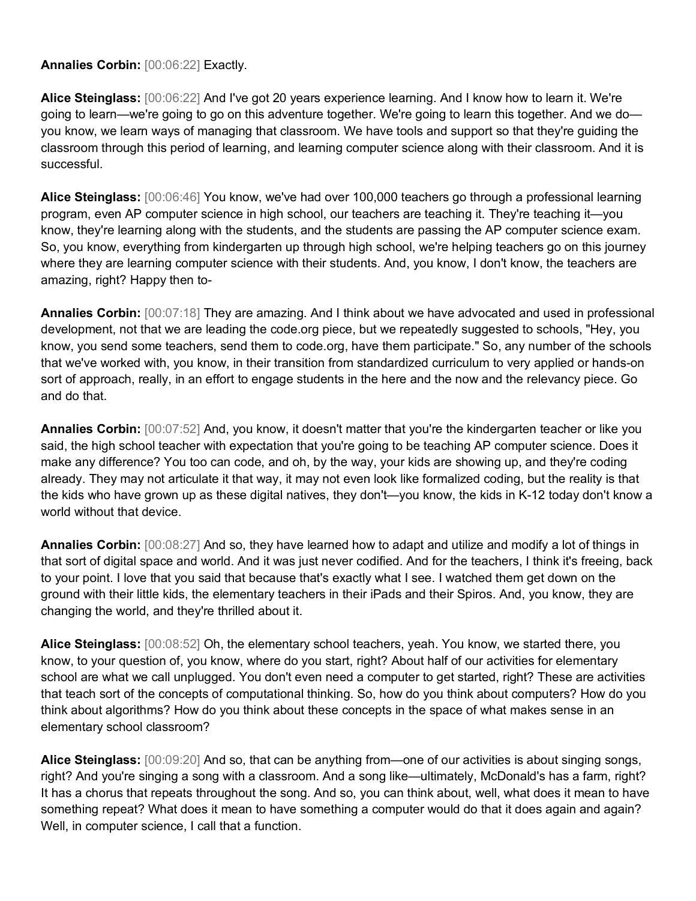**Annalies Corbin:** [00:06:22] Exactly.

**Alice Steinglass:** [00:06:22] And I've got 20 years experience learning. And I know how to learn it. We're going to learn—we're going to go on this adventure together. We're going to learn this together. And we do—you know, we learn ways of managing that classroom. We have tools and support so that they're guiding the classroom through this period of learning, and learning computer science along with their classroom. And it is successful.

**Alice Steinglass:** [00:06:46] You know, we've had over 100,000 teachers go through a professional learning program, even AP computer science in high school, our teachers are teaching it. They're teaching it—you know, they're learning along with the students, and the students are passing the AP computer science exam. So, you know, everything from kindergarten up through high school, we're helping teachers go on this journey where they are learning computer science with their students. And, you know, I don't know, the teachers are amazing, right? Happy then to-

**Annalies Corbin:** [00:07:18] They are amazing. And I think about we have advocated and used in professional development, not that we are leading the code.org piece, but we repeatedly suggested to schools, "Hey, you know, you send some teachers, send them to code.org, have them participate." So, any number of the schools that we've worked with, you know, in their transition from standardized curriculum to very applied or hands-on sort of approach, really, in an effort to engage students in the here and the now and the relevancy piece. Go and do that.

**Annalies Corbin:** [00:07:52] And, you know, it doesn't matter that you're the kindergarten teacher or like you said, the high school teacher with expectation that you're going to be teaching AP computer science. Does it make any difference? You too can code, and oh, by the way, your kids are showing up, and they're coding already. They may not articulate it that way, it may not even look like formalized coding, but the reality is that the kids who have grown up as these digital natives, they don't—you know, the kids in K-12 today don't know a world without that device.

**Annalies Corbin:** [00:08:27] And so, they have learned how to adapt and utilize and modify a lot of things in that sort of digital space and world. And it was just never codified. And for the teachers, I think it's freeing, back to your point. I love that you said that because that's exactly what I see. I watched them get down on the ground with their little kids, the elementary teachers in their iPads and their Spiros. And, you know, they are changing the world, and they're thrilled about it.

**Alice Steinglass:** [00:08:52] Oh, the elementary school teachers, yeah. You know, we started there, you know, to your question of, you know, where do you start, right? About half of our activities for elementary school are what we call unplugged. You don't even need a computer to get started, right? These are activities that teach sort of the concepts of computational thinking. So, how do you think about computers? How do you think about algorithms? How do you think about these concepts in the space of what makes sense in an elementary school classroom?

**Alice Steinglass:** [00:09:20] And so, that can be anything from—one of our activities is about singing songs, right? And you're singing a song with a classroom. And a song like—ultimately, McDonald's has a farm, right? It has a chorus that repeats throughout the song. And so, you can think about, well, what does it mean to have something repeat? What does it mean to have something a computer would do that it does again and again? Well, in computer science, I call that a function.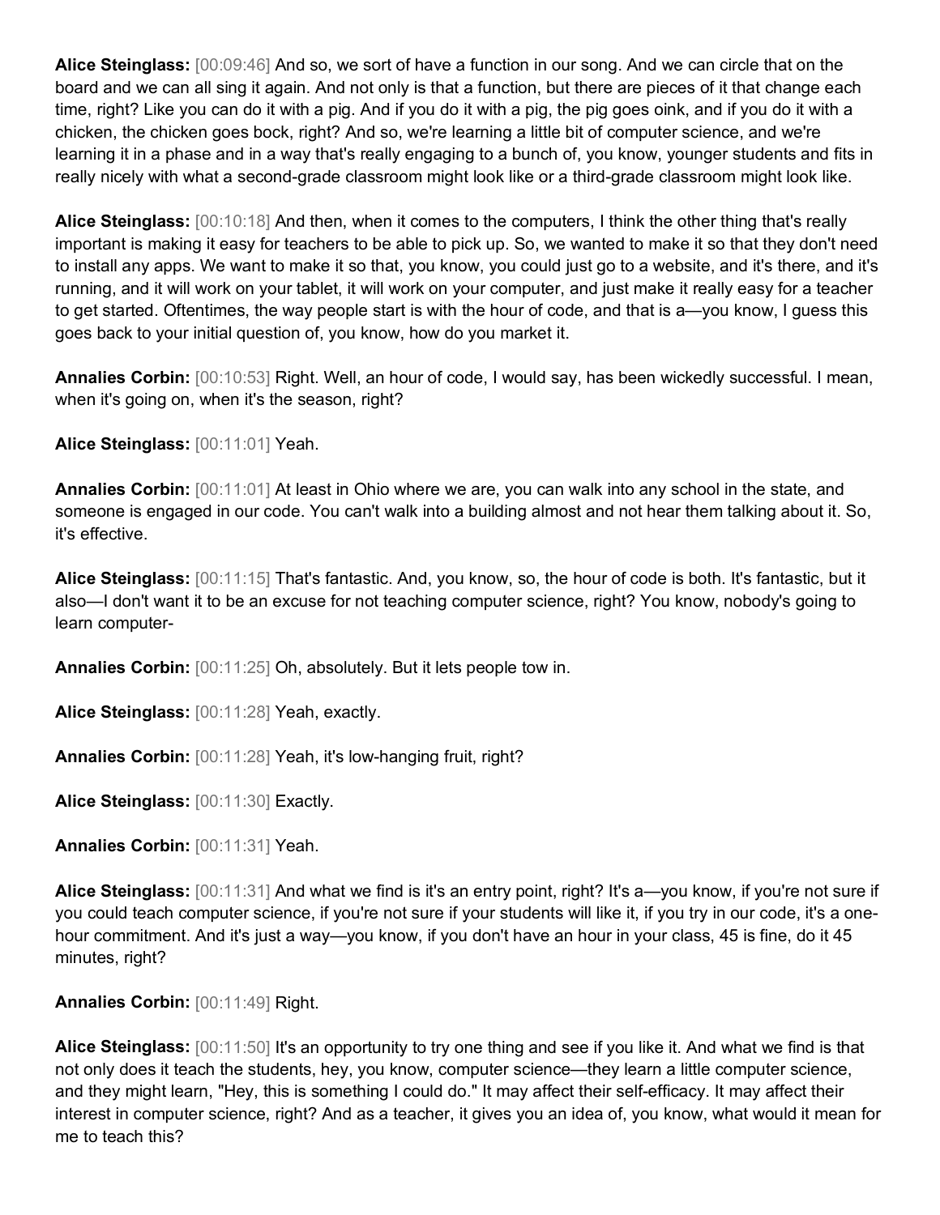**Alice Steinglass:** [00:09:46] And so, we sort of have a function in our song. And we can circle that on the board and we can all sing it again. And not only is that a function, but there are pieces of it that change each time, right? Like you can do it with a pig. And if you do it with a pig, the pig goes oink, and if you do it with a chicken, the chicken goes bock, right? And so, we're learning a little bit of computer science, and we're learning it in a phase and in a way that's really engaging to a bunch of, you know, younger students and fits in really nicely with what a second-grade classroom might look like or a third-grade classroom might look like.

**Alice Steinglass:** [00:10:18] And then, when it comes to the computers, I think the other thing that's really important is making it easy for teachers to be able to pick up. So, we wanted to make it so that they don't need to install any apps. We want to make it so that, you know, you could just go to a website, and it's there, and it's running, and it will work on your tablet, it will work on your computer, and just make it really easy for a teacher to get started. Oftentimes, the way people start is with the hour of code, and that is a—you know, I guess this goes back to your initial question of, you know, how do you market it.

**Annalies Corbin:** [00:10:53] Right. Well, an hour of code, I would say, has been wickedly successful. I mean, when it's going on, when it's the season, right?

**Alice Steinglass:** [00:11:01] Yeah.

**Annalies Corbin:** [00:11:01] At least in Ohio where we are, you can walk into any school in the state, and someone is engaged in our code. You can't walk into a building almost and not hear them talking about it. So, it's effective.

**Alice Steinglass:** [00:11:15] That's fantastic. And, you know, so, the hour of code is both. It's fantastic, but it also—I don't want it to be an excuse for not teaching computer science, right? You know, nobody's going to learn computer-

**Annalies Corbin:** [00:11:25] Oh, absolutely. But it lets people tow in.

**Alice Steinglass:** [00:11:28] Yeah, exactly.

**Annalies Corbin:** [00:11:28] Yeah, it's low-hanging fruit, right?

**Alice Steinglass:** [00:11:30] Exactly.

**Annalies Corbin:** [00:11:31] Yeah.

**Alice Steinglass:** [00:11:31] And what we find is it's an entry point, right? It's a—you know, if you're not sure if you could teach computer science, if you're not sure if your students will like it, if you try in our code, it's a one-hour commitment. And it's just a way—you know, if you don't have an hour in your class, 45 is fine, do it 45 minutes, right?

**Annalies Corbin:** [00:11:49] Right.

**Alice Steinglass:** [00:11:50] It's an opportunity to try one thing and see if you like it. And what we find is that not only does it teach the students, hey, you know, computer science—they learn a little computer science, and they might learn, "Hey, this is something I could do." It may affect their self-efficacy. It may affect their interest in computer science, right? And as a teacher, it gives you an idea of, you know, what would it mean for me to teach this?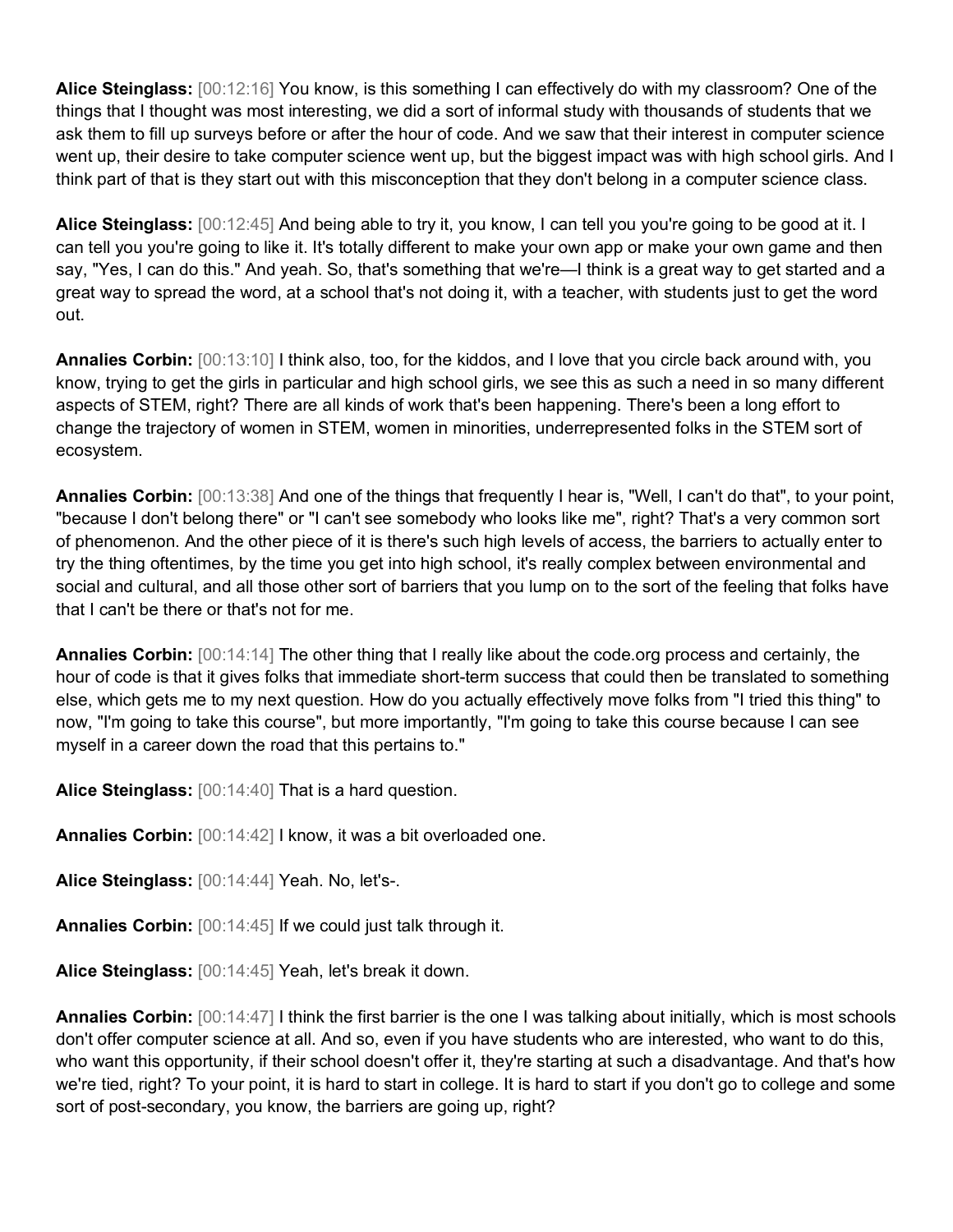**Alice Steinglass:** [00:12:16] You know, is this something I can effectively do with my classroom? One of the things that I thought was most interesting, we did a sort of informal study with thousands of students that we ask them to fill up surveys before or after the hour of code. And we saw that their interest in computer science went up, their desire to take computer science went up, but the biggest impact was with high school girls. And I think part of that is they start out with this misconception that they don't belong in a computer science class.

**Alice Steinglass:** [00:12:45] And being able to try it, you know, I can tell you you're going to be good at it. I can tell you you're going to like it. It's totally different to make your own app or make your own game and then say, "Yes, I can do this." And yeah. So, that's something that we're—I think is a great way to get started and a great way to spread the word, at a school that's not doing it, with a teacher, with students just to get the word out.

**Annalies Corbin:** [00:13:10] I think also, too, for the kiddos, and I love that you circle back around with, you know, trying to get the girls in particular and high school girls, we see this as such a need in so many different aspects of STEM, right? There are all kinds of work that's been happening. There's been a long effort to change the trajectory of women in STEM, women in minorities, underrepresented folks in the STEM sort of ecosystem.

**Annalies Corbin:** [00:13:38] And one of the things that frequently I hear is, "Well, I can't do that", to your point, "because I don't belong there" or "I can't see somebody who looks like me", right? That's a very common sort of phenomenon. And the other piece of it is there's such high levels of access, the barriers to actually enter to try the thing oftentimes, by the time you get into high school, it's really complex between environmental and social and cultural, and all those other sort of barriers that you lump on to the sort of the feeling that folks have that I can't be there or that's not for me.

**Annalies Corbin:** [00:14:14] The other thing that I really like about the code.org process and certainly, the hour of code is that it gives folks that immediate short-term success that could then be translated to something else, which gets me to my next question. How do you actually effectively move folks from "I tried this thing" to now, "I'm going to take this course", but more importantly, "I'm going to take this course because I can see myself in a career down the road that this pertains to."

**Alice Steinglass:** [00:14:40] That is a hard question.

**Annalies Corbin:** [00:14:42] I know, it was a bit overloaded one.

**Alice Steinglass:** [00:14:44] Yeah. No, let's-.

**Annalies Corbin:** [00:14:45] If we could just talk through it.

**Alice Steinglass:** [00:14:45] Yeah, let's break it down.

**Annalies Corbin:** [00:14:47] I think the first barrier is the one I was talking about initially, which is most schools don't offer computer science at all. And so, even if you have students who are interested, who want to do this, who want this opportunity, if their school doesn't offer it, they're starting at such a disadvantage. And that's how we're tied, right? To your point, it is hard to start in college. It is hard to start if you don't go to college and some sort of post-secondary, you know, the barriers are going up, right?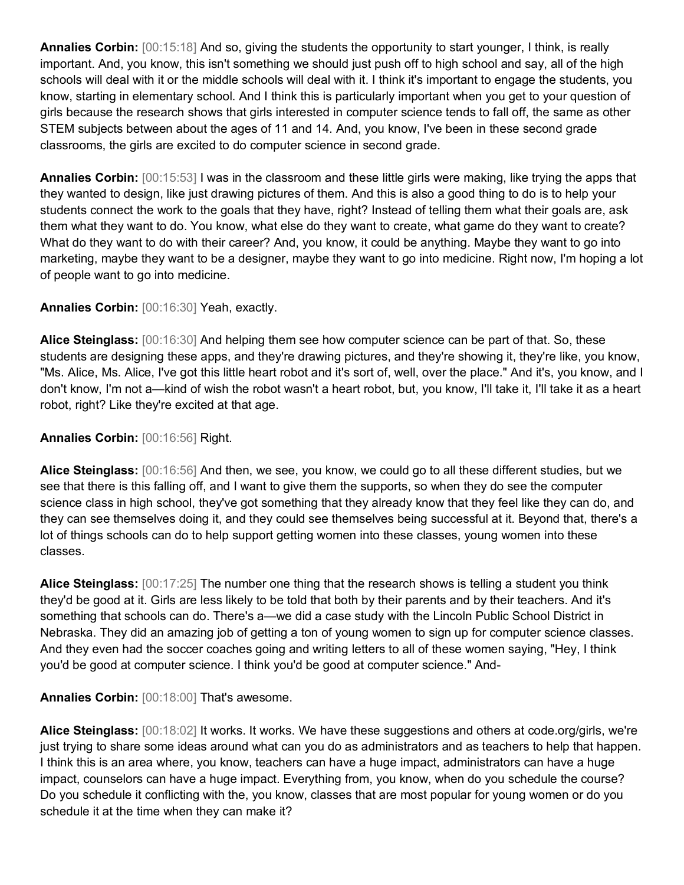**Annalies Corbin:** [00:15:18] And so, giving the students the opportunity to start younger, I think, is really important. And, you know, this isn't something we should just push off to high school and say, all of the high schools will deal with it or the middle schools will deal with it. I think it's important to engage the students, you know, starting in elementary school. And I think this is particularly important when you get to your question of girls because the research shows that girls interested in computer science tends to fall off, the same as other STEM subjects between about the ages of 11 and 14. And, you know, I've been in these second grade classrooms, the girls are excited to do computer science in second grade.

**Annalies Corbin:** [00:15:53] I was in the classroom and these little girls were making, like trying the apps that they wanted to design, like just drawing pictures of them. And this is also a good thing to do is to help your students connect the work to the goals that they have, right? Instead of telling them what their goals are, ask them what they want to do. You know, what else do they want to create, what game do they want to create? What do they want to do with their career? And, you know, it could be anything. Maybe they want to go into marketing, maybe they want to be a designer, maybe they want to go into medicine. Right now, I'm hoping a lot of people want to go into medicine.

**Annalies Corbin:** [00:16:30] Yeah, exactly.

**Alice Steinglass:** [00:16:30] And helping them see how computer science can be part of that. So, these students are designing these apps, and they're drawing pictures, and they're showing it, they're like, you know, "Ms. Alice, Ms. Alice, I've got this little heart robot and it's sort of, well, over the place." And it's, you know, and I don't know, I'm not a—kind of wish the robot wasn't a heart robot, but, you know, I'll take it, I'll take it as a heart robot, right? Like they're excited at that age.

**Annalies Corbin:** [00:16:56] Right.

**Alice Steinglass:** [00:16:56] And then, we see, you know, we could go to all these different studies, but we see that there is this falling off, and I want to give them the supports, so when they do see the computer science class in high school, they've got something that they already know that they feel like they can do, and they can see themselves doing it, and they could see themselves being successful at it. Beyond that, there's a lot of things schools can do to help support getting women into these classes, young women into these classes.

**Alice Steinglass:** [00:17:25] The number one thing that the research shows is telling a student you think they'd be good at it. Girls are less likely to be told that both by their parents and by their teachers. And it's something that schools can do. There's a—we did a case study with the Lincoln Public School District in Nebraska. They did an amazing job of getting a ton of young women to sign up for computer science classes. And they even had the soccer coaches going and writing letters to all of these women saying, "Hey, I think you'd be good at computer science. I think you'd be good at computer science." And-

**Annalies Corbin:** [00:18:00] That's awesome.

**Alice Steinglass:** [00:18:02] It works. It works. We have these suggestions and others at code.org/girls, we're just trying to share some ideas around what can you do as administrators and as teachers to help that happen. I think this is an area where, you know, teachers can have a huge impact, administrators can have a huge impact, counselors can have a huge impact. Everything from, you know, when do you schedule the course? Do you schedule it conflicting with the, you know, classes that are most popular for young women or do you schedule it at the time when they can make it?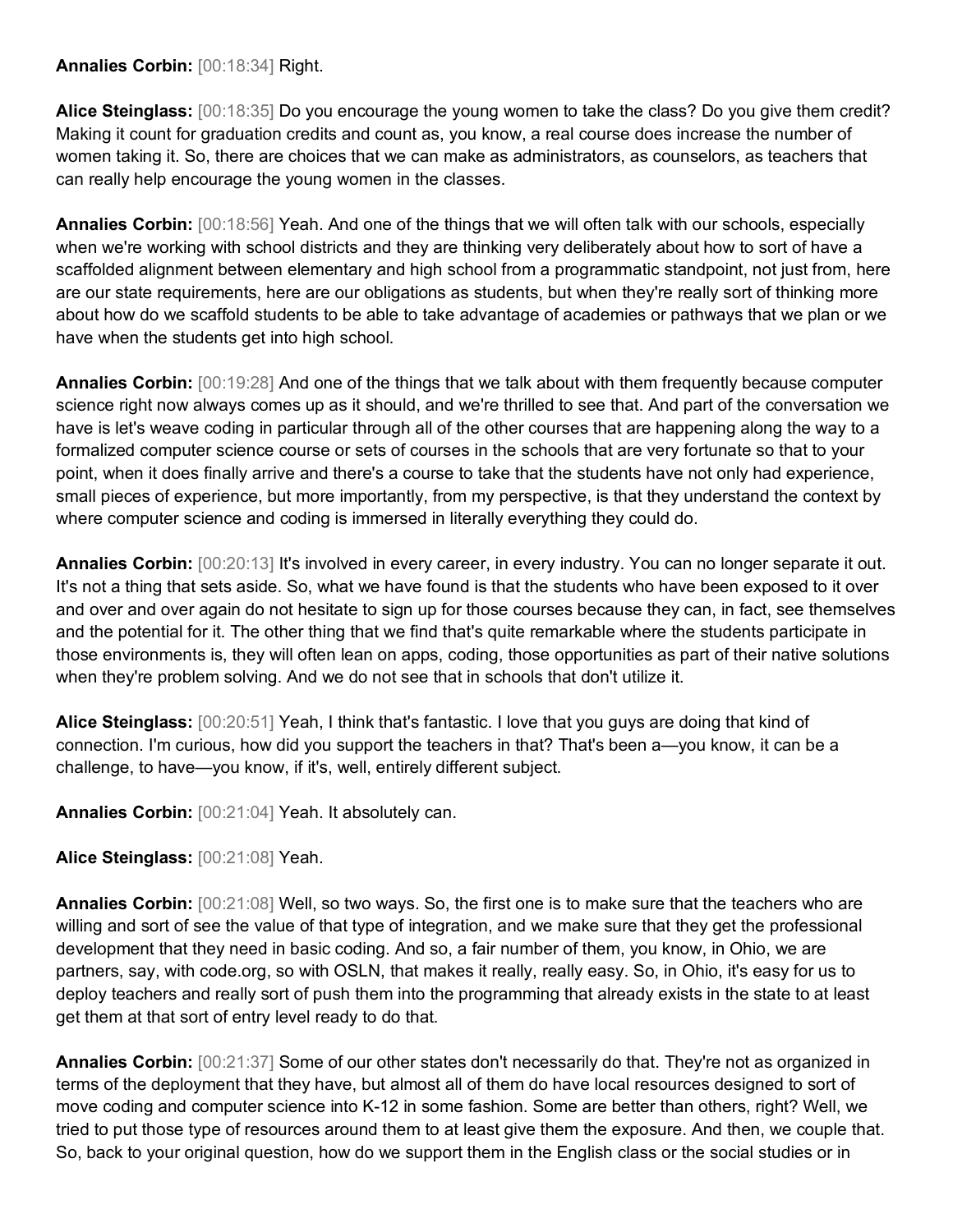**Annalies Corbin:** [00:18:34] Right.

**Alice Steinglass:** [00:18:35] Do you encourage the young women to take the class? Do you give them credit? Making it count for graduation credits and count as, you know, a real course does increase the number of women taking it. So, there are choices that we can make as administrators, as counselors, as teachers that can really help encourage the young women in the classes.

**Annalies Corbin:** [00:18:56] Yeah. And one of the things that we will often talk with our schools, especially when we're working with school districts and they are thinking very deliberately about how to sort of have a scaffolded alignment between elementary and high school from a programmatic standpoint, not just from, here are our state requirements, here are our obligations as students, but when they're really sort of thinking more about how do we scaffold students to be able to take advantage of academies or pathways that we plan or we have when the students get into high school.

**Annalies Corbin:** [00:19:28] And one of the things that we talk about with them frequently because computer science right now always comes up as it should, and we're thrilled to see that. And part of the conversation we have is let's weave coding in particular through all of the other courses that are happening along the way to a formalized computer science course or sets of courses in the schools that are very fortunate so that to your point, when it does finally arrive and there's a course to take that the students have not only had experience, small pieces of experience, but more importantly, from my perspective, is that they understand the context by where computer science and coding is immersed in literally everything they could do.

**Annalies Corbin:** [00:20:13] It's involved in every career, in every industry. You can no longer separate it out. It's not a thing that sets aside. So, what we have found is that the students who have been exposed to it over and over and over again do not hesitate to sign up for those courses because they can, in fact, see themselves and the potential for it. The other thing that we find that's quite remarkable where the students participate in those environments is, they will often lean on apps, coding, those opportunities as part of their native solutions when they're problem solving. And we do not see that in schools that don't utilize it.

**Alice Steinglass:** [00:20:51] Yeah, I think that's fantastic. I love that you guys are doing that kind of connection. I'm curious, how did you support the teachers in that? That's been a—you know, it can be a challenge, to have—you know, if it's, well, entirely different subject.

**Annalies Corbin:** [00:21:04] Yeah. It absolutely can.

**Alice Steinglass:** [00:21:08] Yeah.

**Annalies Corbin:** [00:21:08] Well, so two ways. So, the first one is to make sure that the teachers who are willing and sort of see the value of that type of integration, and we make sure that they get the professional development that they need in basic coding. And so, a fair number of them, you know, in Ohio, we are partners, say, with code.org, so with OSLN, that makes it really, really easy. So, in Ohio, it's easy for us to deploy teachers and really sort of push them into the programming that already exists in the state to at least get them at that sort of entry level ready to do that.

**Annalies Corbin:** [00:21:37] Some of our other states don't necessarily do that. They're not as organized in terms of the deployment that they have, but almost all of them do have local resources designed to sort of move coding and computer science into K-12 in some fashion. Some are better than others, right? Well, we tried to put those type of resources around them to at least give them the exposure. And then, we couple that. So, back to your original question, how do we support them in the English class or the social studies or in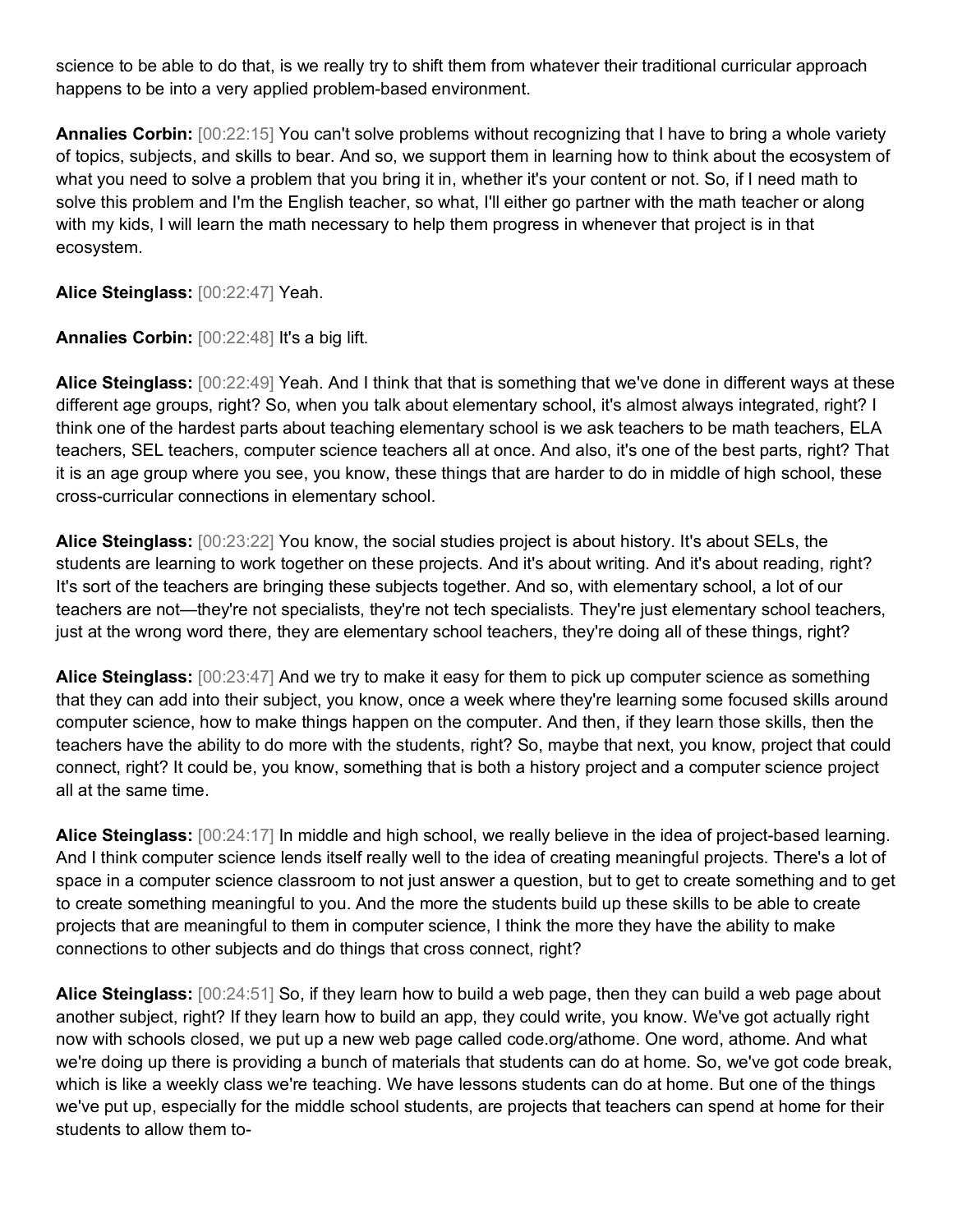science to be able to do that, is we really try to shift them from whatever their traditional curricular approach happens to be into a very applied problem-based environment.

**Annalies Corbin:** [00:22:15] You can't solve problems without recognizing that I have to bring a whole variety of topics, subjects, and skills to bear. And so, we support them in learning how to think about the ecosystem of what you need to solve a problem that you bring it in, whether it's your content or not. So, if I need math to solve this problem and I'm the English teacher, so what, I'll either go partner with the math teacher or along with my kids, I will learn the math necessary to help them progress in whenever that project is in that ecosystem.

**Alice Steinglass:** [00:22:47] Yeah.

**Annalies Corbin:** [00:22:48] It's a big lift.

**Alice Steinglass:** [00:22:49] Yeah. And I think that that is something that we've done in different ways at these different age groups, right? So, when you talk about elementary school, it's almost always integrated, right? I think one of the hardest parts about teaching elementary school is we ask teachers to be math teachers, ELA teachers, SEL teachers, computer science teachers all at once. And also, it's one of the best parts, right? That it is an age group where you see, you know, these things that are harder to do in middle of high school, these cross-curricular connections in elementary school.

**Alice Steinglass:** [00:23:22] You know, the social studies project is about history. It's about SELs, the students are learning to work together on these projects. And it's about writing. And it's about reading, right? It's sort of the teachers are bringing these subjects together. And so, with elementary school, a lot of our teachers are not—they're not specialists, they're not tech specialists. They're just elementary school teachers, just at the wrong word there, they are elementary school teachers, they're doing all of these things, right?

**Alice Steinglass:** [00:23:47] And we try to make it easy for them to pick up computer science as something that they can add into their subject, you know, once a week where they're learning some focused skills around computer science, how to make things happen on the computer. And then, if they learn those skills, then the teachers have the ability to do more with the students, right? So, maybe that next, you know, project that could connect, right? It could be, you know, something that is both a history project and a computer science project all at the same time.

**Alice Steinglass:** [00:24:17] In middle and high school, we really believe in the idea of project-based learning. And I think computer science lends itself really well to the idea of creating meaningful projects. There's a lot of space in a computer science classroom to not just answer a question, but to get to create something and to get to create something meaningful to you. And the more the students build up these skills to be able to create projects that are meaningful to them in computer science, I think the more they have the ability to make connections to other subjects and do things that cross connect, right?

**Alice Steinglass:** [00:24:51] So, if they learn how to build a web page, then they can build a web page about another subject, right? If they learn how to build an app, they could write, you know. We've got actually right now with schools closed, we put up a new web page called code.org/athome. One word, athome. And what we're doing up there is providing a bunch of materials that students can do at home. So, we've got code break, which is like a weekly class we're teaching. We have lessons students can do at home. But one of the things we've put up, especially for the middle school students, are projects that teachers can spend at home for their students to allow them to-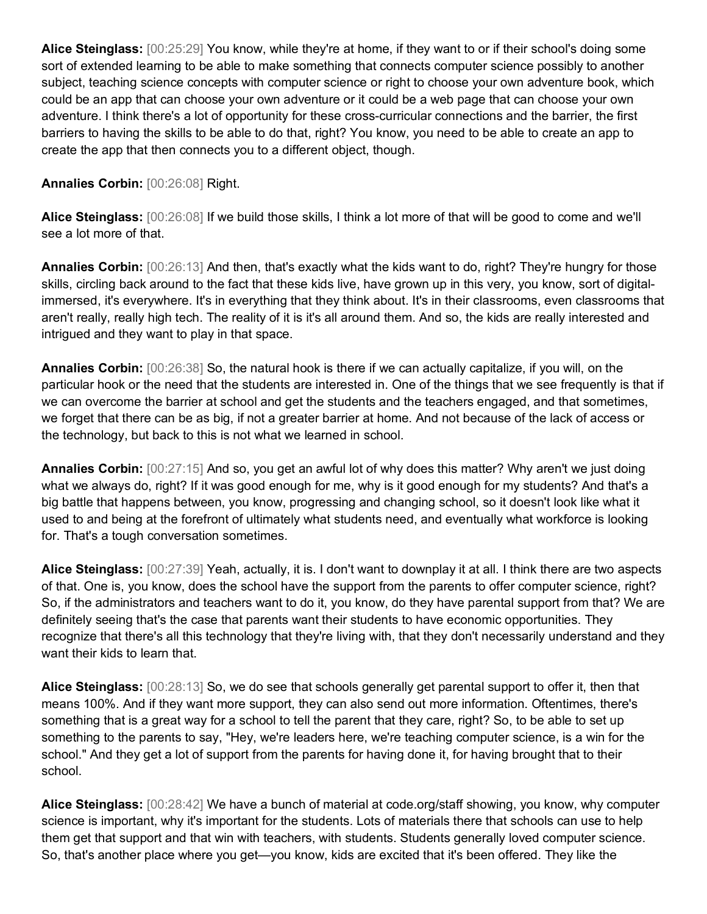**Alice Steinglass:** [00:25:29] You know, while they're at home, if they want to or if their school's doing some sort of extended learning to be able to make something that connects computer science possibly to another subject, teaching science concepts with computer science or right to choose your own adventure book, which could be an app that can choose your own adventure or it could be a web page that can choose your own adventure. I think there's a lot of opportunity for these cross-curricular connections and the barrier, the first barriers to having the skills to be able to do that, right? You know, you need to be able to create an app to create the app that then connects you to a different object, though.

**Annalies Corbin:** [00:26:08] Right.

**Alice Steinglass:** [00:26:08] If we build those skills, I think a lot more of that will be good to come and we'll see a lot more of that.

**Annalies Corbin:** [00:26:13] And then, that's exactly what the kids want to do, right? They're hungry for those skills, circling back around to the fact that these kids live, have grown up in this very, you know, sort of digital-immersed, it's everywhere. It's in everything that they think about. It's in their classrooms, even classrooms that aren't really, really high tech. The reality of it is it's all around them. And so, the kids are really interested and intrigued and they want to play in that space.

**Annalies Corbin:** [00:26:38] So, the natural hook is there if we can actually capitalize, if you will, on the particular hook or the need that the students are interested in. One of the things that we see frequently is that if we can overcome the barrier at school and get the students and the teachers engaged, and that sometimes, we forget that there can be as big, if not a greater barrier at home. And not because of the lack of access or the technology, but back to this is not what we learned in school.

**Annalies Corbin:** [00:27:15] And so, you get an awful lot of why does this matter? Why aren't we just doing what we always do, right? If it was good enough for me, why is it good enough for my students? And that's a big battle that happens between, you know, progressing and changing school, so it doesn't look like what it used to and being at the forefront of ultimately what students need, and eventually what workforce is looking for. That's a tough conversation sometimes.

**Alice Steinglass:** [00:27:39] Yeah, actually, it is. I don't want to downplay it at all. I think there are two aspects of that. One is, you know, does the school have the support from the parents to offer computer science, right? So, if the administrators and teachers want to do it, you know, do they have parental support from that? We are definitely seeing that's the case that parents want their students to have economic opportunities. They recognize that there's all this technology that they're living with, that they don't necessarily understand and they want their kids to learn that.

**Alice Steinglass:** [00:28:13] So, we do see that schools generally get parental support to offer it, then that means 100%. And if they want more support, they can also send out more information. Oftentimes, there's something that is a great way for a school to tell the parent that they care, right? So, to be able to set up something to the parents to say, "Hey, we're leaders here, we're teaching computer science, is a win for the school." And they get a lot of support from the parents for having done it, for having brought that to their school.

**Alice Steinglass:** [00:28:42] We have a bunch of material at code.org/staff showing, you know, why computer science is important, why it's important for the students. Lots of materials there that schools can use to help them get that support and that win with teachers, with students. Students generally loved computer science. So, that's another place where you get—you know, kids are excited that it's been offered. They like the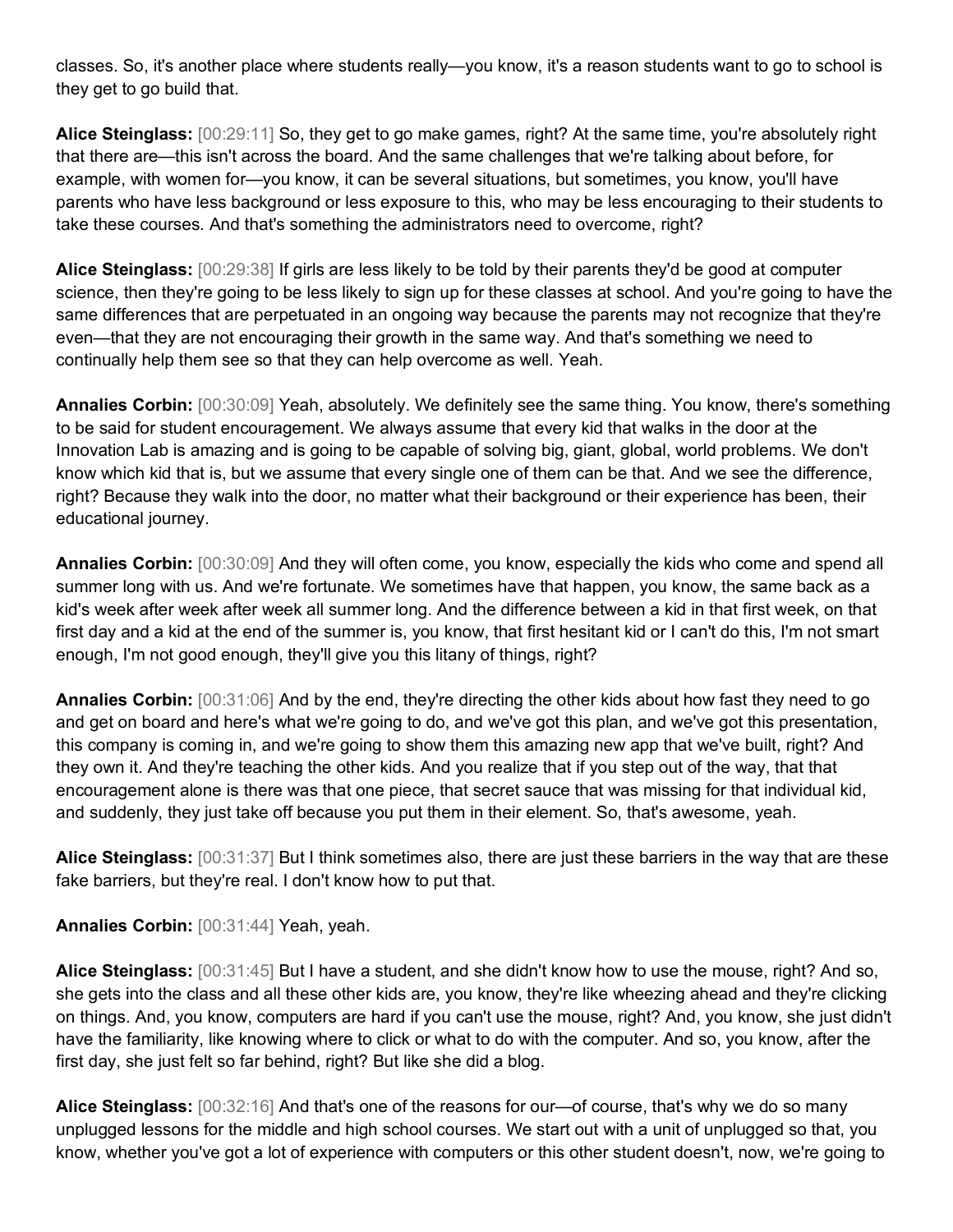classes. So, it's another place where students really—you know, it's a reason students want to go to school is they get to go build that.

**Alice Steinglass:** [00:29:11] So, they get to go make games, right? At the same time, you're absolutely right that there are—this isn't across the board. And the same challenges that we're talking about before, for example, with women for—you know, it can be several situations, but sometimes, you know, you'll have parents who have less background or less exposure to this, who may be less encouraging to their students to take these courses. And that's something the administrators need to overcome, right?

**Alice Steinglass:** [00:29:38] If girls are less likely to be told by their parents they'd be good at computer science, then they're going to be less likely to sign up for these classes at school. And you're going to have the same differences that are perpetuated in an ongoing way because the parents may not recognize that they're even—that they are not encouraging their growth in the same way. And that's something we need to continually help them see so that they can help overcome as well. Yeah.

**Annalies Corbin:** [00:30:09] Yeah, absolutely. We definitely see the same thing. You know, there's something to be said for student encouragement. We always assume that every kid that walks in the door at the Innovation Lab is amazing and is going to be capable of solving big, giant, global, world problems. We don't know which kid that is, but we assume that every single one of them can be that. And we see the difference, right? Because they walk into the door, no matter what their background or their experience has been, their educational journey.

**Annalies Corbin:** [00:30:09] And they will often come, you know, especially the kids who come and spend all summer long with us. And we're fortunate. We sometimes have that happen, you know, the same back as a kid's week after week after week all summer long. And the difference between a kid in that first week, on that first day and a kid at the end of the summer is, you know, that first hesitant kid or I can't do this, I'm not smart enough, I'm not good enough, they'll give you this litany of things, right?

**Annalies Corbin:** [00:31:06] And by the end, they're directing the other kids about how fast they need to go and get on board and here's what we're going to do, and we've got this plan, and we've got this presentation, this company is coming in, and we're going to show them this amazing new app that we've built, right? And they own it. And they're teaching the other kids. And you realize that if you step out of the way, that that encouragement alone is there was that one piece, that secret sauce that was missing for that individual kid, and suddenly, they just take off because you put them in their element. So, that's awesome, yeah.

**Alice Steinglass:** [00:31:37] But I think sometimes also, there are just these barriers in the way that are these fake barriers, but they're real. I don't know how to put that.

**Annalies Corbin:** [00:31:44] Yeah, yeah.

**Alice Steinglass:** [00:31:45] But I have a student, and she didn't know how to use the mouse, right? And so, she gets into the class and all these other kids are, you know, they're like wheezing ahead and they're clicking on things. And, you know, computers are hard if you can't use the mouse, right? And, you know, she just didn't have the familiarity, like knowing where to click or what to do with the computer. And so, you know, after the first day, she just felt so far behind, right? But like she did a blog.

**Alice Steinglass:** [00:32:16] And that's one of the reasons for our—of course, that's why we do so many unplugged lessons for the middle and high school courses. We start out with a unit of unplugged so that, you know, whether you've got a lot of experience with computers or this other student doesn't, now, we're going to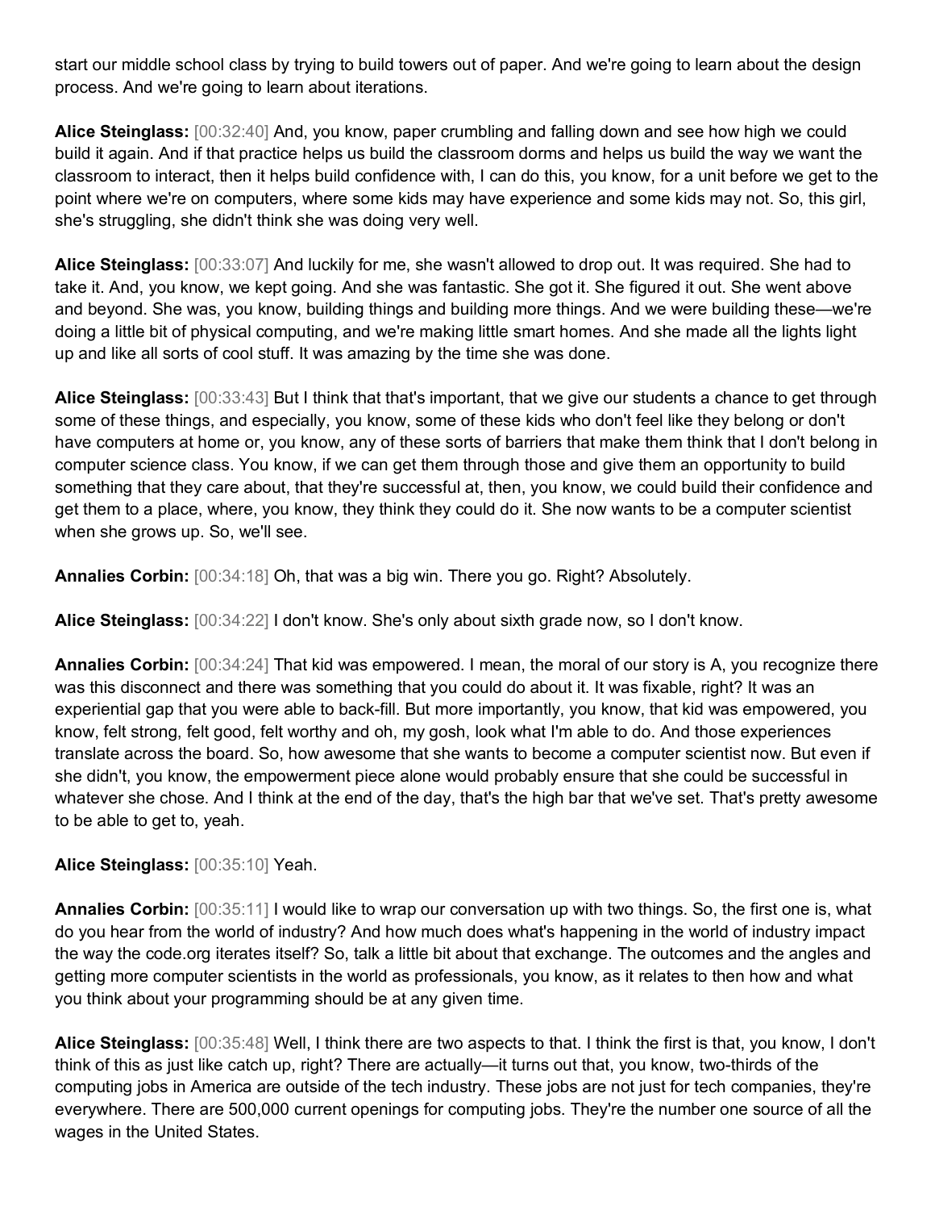start our middle school class by trying to build towers out of paper. And we're going to learn about the design process. And we're going to learn about iterations.

**Alice Steinglass:** [00:32:40] And, you know, paper crumbling and falling down and see how high we could build it again. And if that practice helps us build the classroom dorms and helps us build the way we want the classroom to interact, then it helps build confidence with, I can do this, you know, for a unit before we get to the point where we're on computers, where some kids may have experience and some kids may not. So, this girl, she's struggling, she didn't think she was doing very well.

**Alice Steinglass:** [00:33:07] And luckily for me, she wasn't allowed to drop out. It was required. She had to take it. And, you know, we kept going. And she was fantastic. She got it. She figured it out. She went above and beyond. She was, you know, building things and building more things. And we were building these—we're doing a little bit of physical computing, and we're making little smart homes. And she made all the lights light up and like all sorts of cool stuff. It was amazing by the time she was done.

**Alice Steinglass:** [00:33:43] But I think that that's important, that we give our students a chance to get through some of these things, and especially, you know, some of these kids who don't feel like they belong or don't have computers at home or, you know, any of these sorts of barriers that make them think that I don't belong in computer science class. You know, if we can get them through those and give them an opportunity to build something that they care about, that they're successful at, then, you know, we could build their confidence and get them to a place, where, you know, they think they could do it. She now wants to be a computer scientist when she grows up. So, we'll see.

**Annalies Corbin:** [00:34:18] Oh, that was a big win. There you go. Right? Absolutely.

**Alice Steinglass:** [00:34:22] I don't know. She's only about sixth grade now, so I don't know.

**Annalies Corbin:** [00:34:24] That kid was empowered. I mean, the moral of our story is A, you recognize there was this disconnect and there was something that you could do about it. It was fixable, right? It was an experiential gap that you were able to back-fill. But more importantly, you know, that kid was empowered, you know, felt strong, felt good, felt worthy and oh, my gosh, look what I'm able to do. And those experiences translate across the board. So, how awesome that she wants to become a computer scientist now. But even if she didn't, you know, the empowerment piece alone would probably ensure that she could be successful in whatever she chose. And I think at the end of the day, that's the high bar that we've set. That's pretty awesome to be able to get to, yeah.

**Alice Steinglass:** [00:35:10] Yeah.

**Annalies Corbin:** [00:35:11] I would like to wrap our conversation up with two things. So, the first one is, what do you hear from the world of industry? And how much does what's happening in the world of industry impact the way the code.org iterates itself? So, talk a little bit about that exchange. The outcomes and the angles and getting more computer scientists in the world as professionals, you know, as it relates to then how and what you think about your programming should be at any given time.

**Alice Steinglass:** [00:35:48] Well, I think there are two aspects to that. I think the first is that, you know, I don't think of this as just like catch up, right? There are actually—it turns out that, you know, two-thirds of the computing jobs in America are outside of the tech industry. These jobs are not just for tech companies, they're everywhere. There are 500,000 current openings for computing jobs. They're the number one source of all the wages in the United States.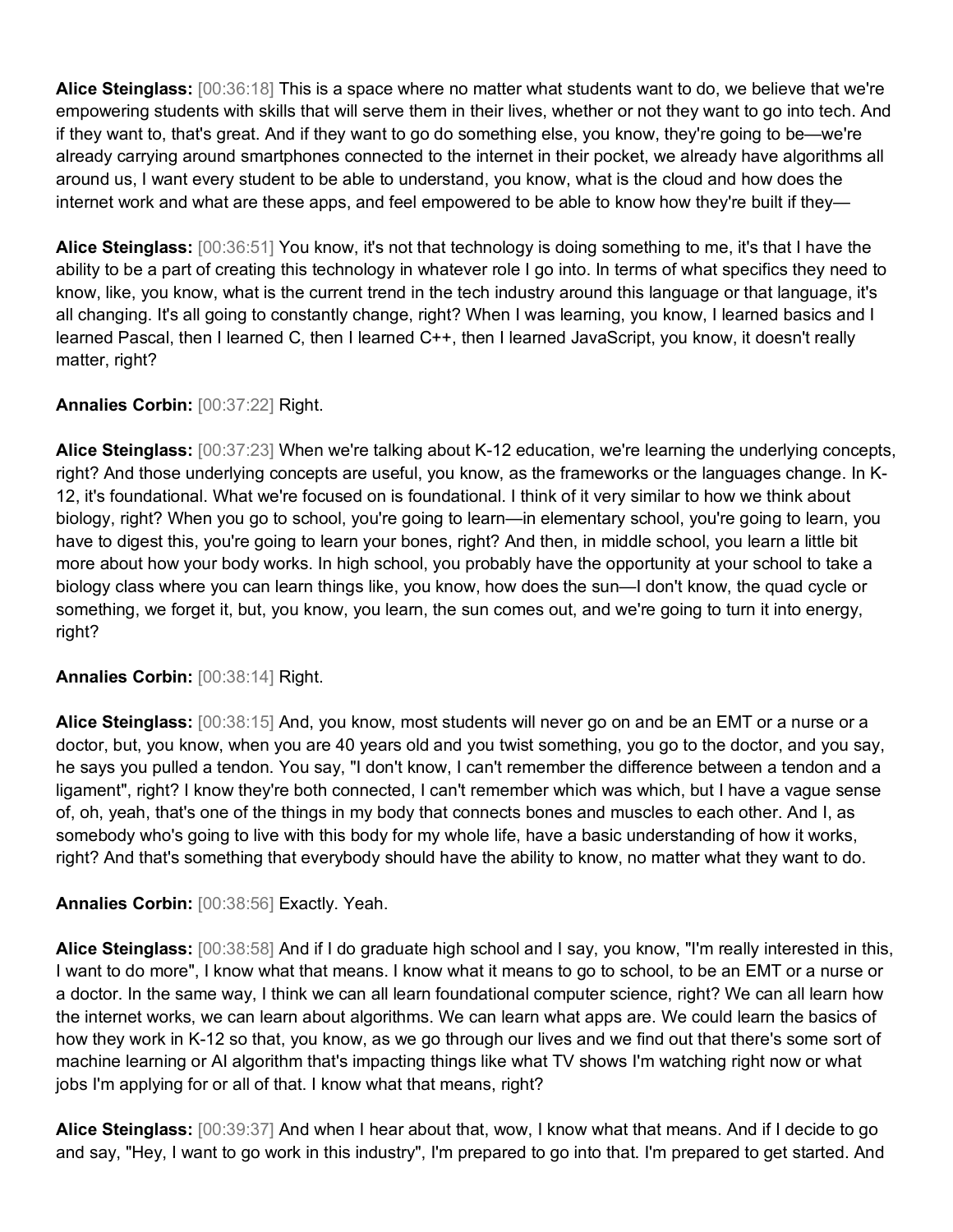**Alice Steinglass:** [00:36:18] This is a space where no matter what students want to do, we believe that we're empowering students with skills that will serve them in their lives, whether or not they want to go into tech. And if they want to, that's great. And if they want to go do something else, you know, they're going to be—we're already carrying around smartphones connected to the internet in their pocket, we already have algorithms all around us, I want every student to be able to understand, you know, what is the cloud and how does the internet work and what are these apps, and feel empowered to be able to know how they're built if they—

**Alice Steinglass:** [00:36:51] You know, it's not that technology is doing something to me, it's that I have the ability to be a part of creating this technology in whatever role I go into. In terms of what specifics they need to know, like, you know, what is the current trend in the tech industry around this language or that language, it's all changing. It's all going to constantly change, right? When I was learning, you know, I learned basics and I learned Pascal, then I learned C, then I learned C++, then I learned JavaScript, you know, it doesn't really matter, right?

**Annalies Corbin:** [00:37:22] Right.

**Alice Steinglass:** [00:37:23] When we're talking about K-12 education, we're learning the underlying concepts, right? And those underlying concepts are useful, you know, as the frameworks or the languages change. In K-12, it's foundational. What we're focused on is foundational. I think of it very similar to how we think about biology, right? When you go to school, you're going to learn—in elementary school, you're going to learn, you have to digest this, you're going to learn your bones, right? And then, in middle school, you learn a little bit more about how your body works. In high school, you probably have the opportunity at your school to take a biology class where you can learn things like, you know, how does the sun—I don't know, the quad cycle or something, we forget it, but, you know, you learn, the sun comes out, and we're going to turn it into energy, right?

**Annalies Corbin:** [00:38:14] Right.

**Alice Steinglass:** [00:38:15] And, you know, most students will never go on and be an EMT or a nurse or a doctor, but, you know, when you are 40 years old and you twist something, you go to the doctor, and you say, he says you pulled a tendon. You say, "I don't know, I can't remember the difference between a tendon and a ligament", right? I know they're both connected, I can't remember which was which, but I have a vague sense of, oh, yeah, that's one of the things in my body that connects bones and muscles to each other. And I, as somebody who's going to live with this body for my whole life, have a basic understanding of how it works, right? And that's something that everybody should have the ability to know, no matter what they want to do.

**Annalies Corbin:** [00:38:56] Exactly. Yeah.

**Alice Steinglass:** [00:38:58] And if I do graduate high school and I say, you know, "I'm really interested in this, I want to do more", I know what that means. I know what it means to go to school, to be an EMT or a nurse or a doctor. In the same way, I think we can all learn foundational computer science, right? We can all learn how the internet works, we can learn about algorithms. We can learn what apps are. We could learn the basics of how they work in K-12 so that, you know, as we go through our lives and we find out that there's some sort of machine learning or AI algorithm that's impacting things like what TV shows I'm watching right now or what jobs I'm applying for or all of that. I know what that means, right?

**Alice Steinglass:** [00:39:37] And when I hear about that, wow, I know what that means. And if I decide to go and say, "Hey, I want to go work in this industry", I'm prepared to go into that. I'm prepared to get started. And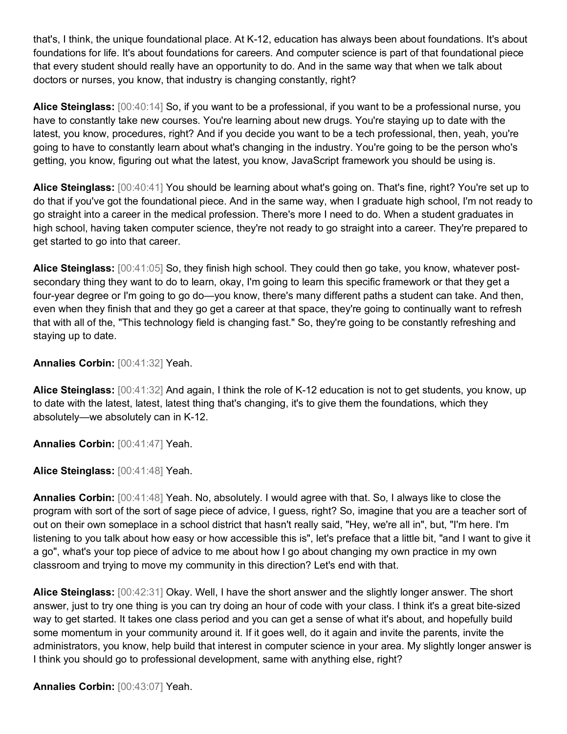that's, I think, the unique foundational place. At K-12, education has always been about foundations. It's about foundations for life. It's about foundations for careers. And computer science is part of that foundational piece that every student should really have an opportunity to do. And in the same way that when we talk about doctors or nurses, you know, that industry is changing constantly, right?

**Alice Steinglass:** [00:40:14] So, if you want to be a professional, if you want to be a professional nurse, you have to constantly take new courses. You're learning about new drugs. You're staying up to date with the latest, you know, procedures, right? And if you decide you want to be a tech professional, then, yeah, you're going to have to constantly learn about what's changing in the industry. You're going to be the person who's getting, you know, figuring out what the latest, you know, JavaScript framework you should be using is.

**Alice Steinglass:** [00:40:41] You should be learning about what's going on. That's fine, right? You're set up to do that if you've got the foundational piece. And in the same way, when I graduate high school, I'm not ready to go straight into a career in the medical profession. There's more I need to do. When a student graduates in high school, having taken computer science, they're not ready to go straight into a career. They're prepared to get started to go into that career.

**Alice Steinglass:** [00:41:05] So, they finish high school. They could then go take, you know, whatever post-secondary thing they want to do to learn, okay, I'm going to learn this specific framework or that they get a four-year degree or I'm going to go do—you know, there's many different paths a student can take. And then, even when they finish that and they go get a career at that space, they're going to continually want to refresh that with all of the, "This technology field is changing fast." So, they're going to be constantly refreshing and staying up to date.

**Annalies Corbin:** [00:41:32] Yeah.

**Alice Steinglass:** [00:41:32] And again, I think the role of K-12 education is not to get students, you know, up to date with the latest, latest, latest thing that's changing, it's to give them the foundations, which they absolutely—we absolutely can in K-12.

**Annalies Corbin:** [00:41:47] Yeah.

**Alice Steinglass:** [00:41:48] Yeah.

**Annalies Corbin:** [00:41:48] Yeah. No, absolutely. I would agree with that. So, I always like to close the program with sort of the sort of sage piece of advice, I guess, right? So, imagine that you are a teacher sort of out on their own someplace in a school district that hasn't really said, "Hey, we're all in", but, "I'm here. I'm listening to you talk about how easy or how accessible this is", let's preface that a little bit, "and I want to give it a go", what's your top piece of advice to me about how I go about changing my own practice in my own classroom and trying to move my community in this direction? Let's end with that.

**Alice Steinglass:** [00:42:31] Okay. Well, I have the short answer and the slightly longer answer. The short answer, just to try one thing is you can try doing an hour of code with your class. I think it's a great bite-sized way to get started. It takes one class period and you can get a sense of what it's about, and hopefully build some momentum in your community around it. If it goes well, do it again and invite the parents, invite the administrators, you know, help build that interest in computer science in your area. My slightly longer answer is I think you should go to professional development, same with anything else, right?

**Annalies Corbin:** [00:43:07] Yeah.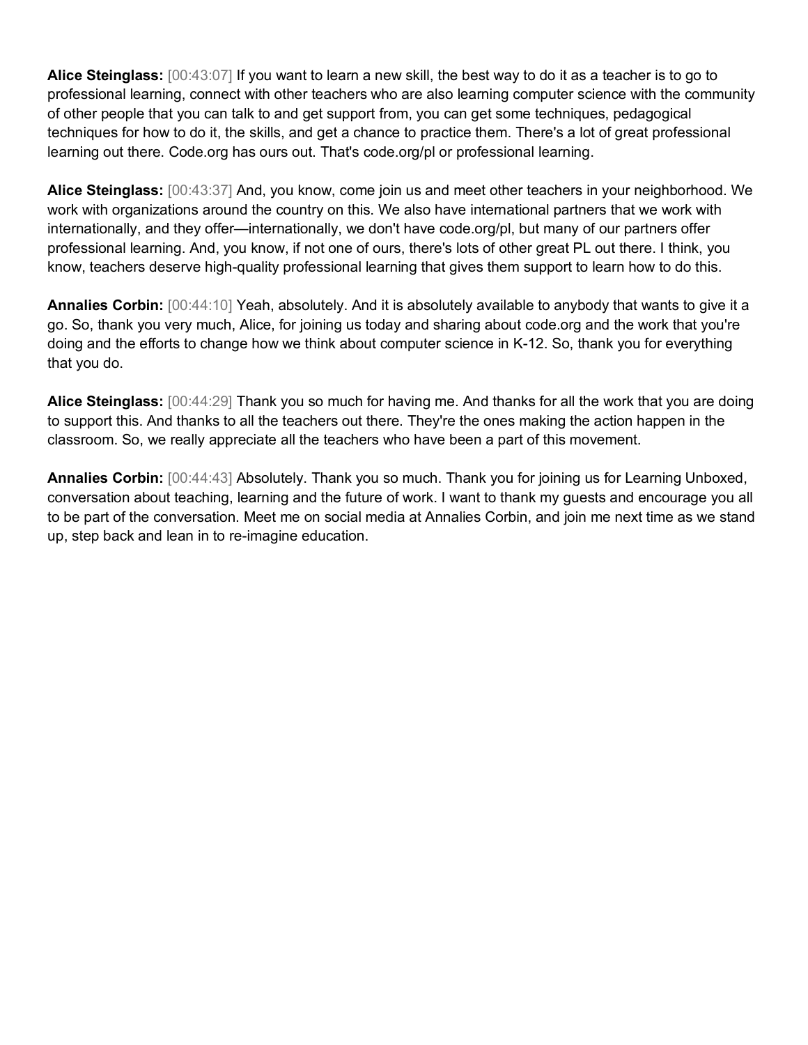**Alice Steinglass:** [00:43:07] If you want to learn a new skill, the best way to do it as a teacher is to go to professional learning, connect with other teachers who are also learning computer science with the community of other people that you can talk to and get support from, you can get some techniques, pedagogical techniques for how to do it, the skills, and get a chance to practice them. There's a lot of great professional learning out there. Code.org has ours out. That's code.org/pl or professional learning.

**Alice Steinglass:** [00:43:37] And, you know, come join us and meet other teachers in your neighborhood. We work with organizations around the country on this. We also have international partners that we work with internationally, and they offer—internationally, we don't have code.org/pl, but many of our partners offer professional learning. And, you know, if not one of ours, there's lots of other great PL out there. I think, you know, teachers deserve high-quality professional learning that gives them support to learn how to do this.

**Annalies Corbin:** [00:44:10] Yeah, absolutely. And it is absolutely available to anybody that wants to give it a go. So, thank you very much, Alice, for joining us today and sharing about code.org and the work that you're doing and the efforts to change how we think about computer science in K-12. So, thank you for everything that you do.

**Alice Steinglass:** [00:44:29] Thank you so much for having me. And thanks for all the work that you are doing to support this. And thanks to all the teachers out there. They're the ones making the action happen in the classroom. So, we really appreciate all the teachers who have been a part of this movement.

**Annalies Corbin:** [00:44:43] Absolutely. Thank you so much. Thank you for joining us for Learning Unboxed, conversation about teaching, learning and the future of work. I want to thank my guests and encourage you all to be part of the conversation. Meet me on social media at Annalies Corbin, and join me next time as we stand up, step back and lean in to re-imagine education.